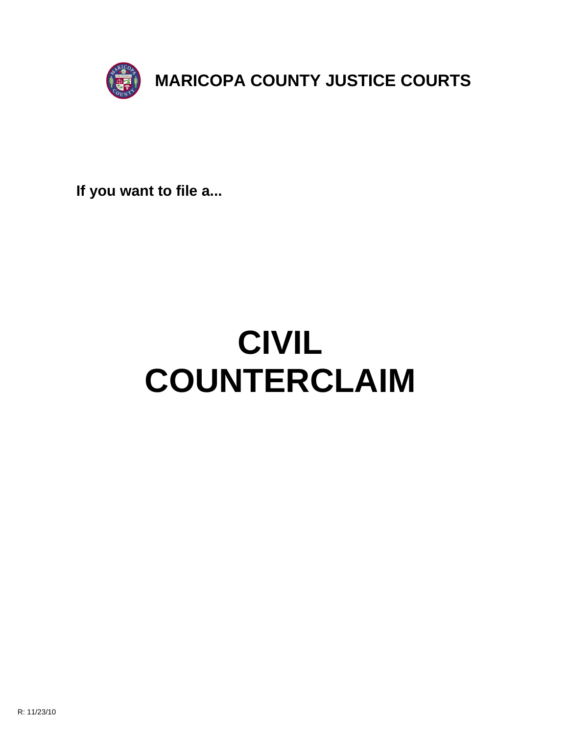# MARICOPA COUNTY JUSTICE COURTS

**If you want to file a...**

# CIVIL COUNTERCLAIM

R: 11/23/10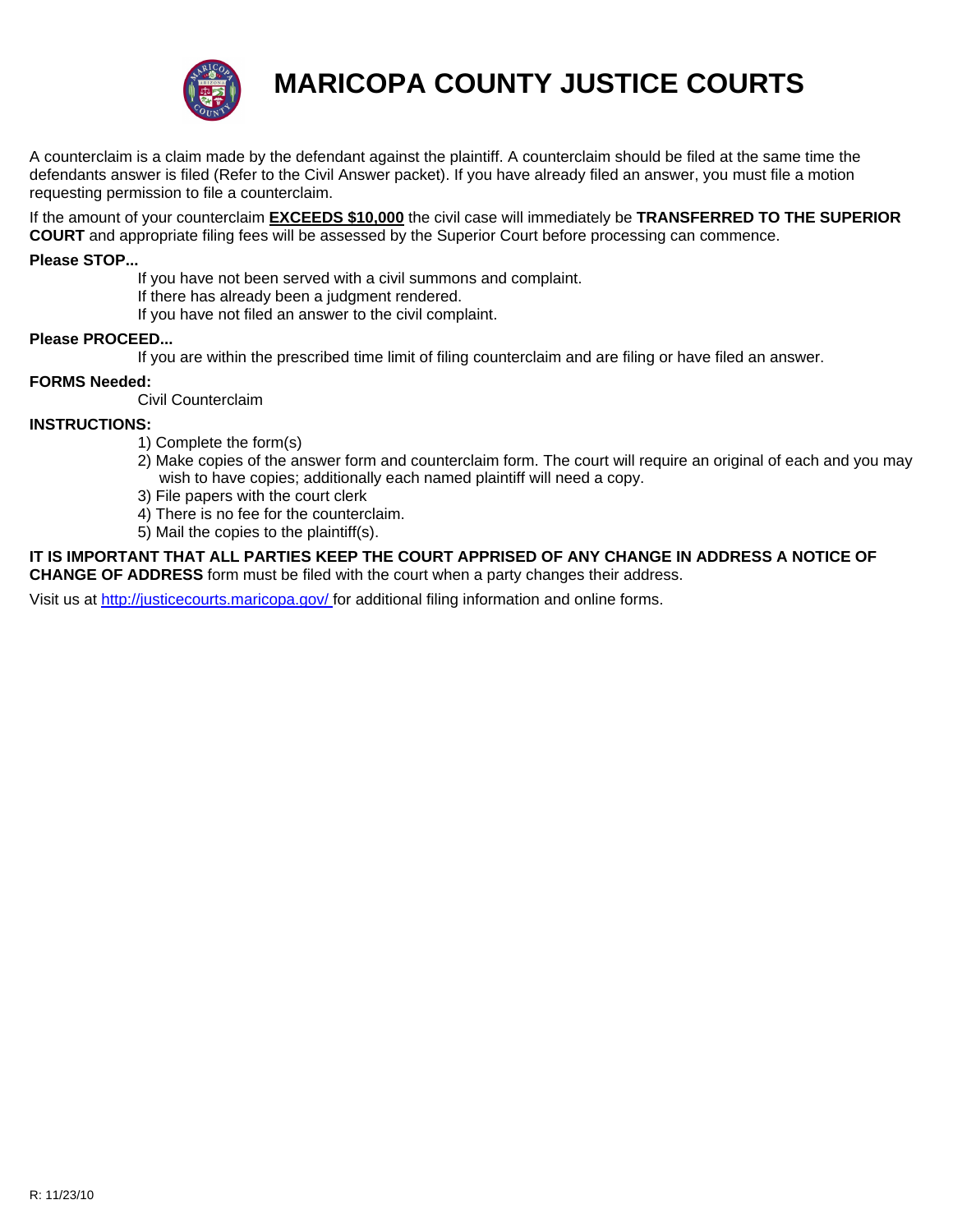# MARICOPA COUNTY JUSTICE COURTS

A counterclaim is a claim made by the defendant against the plaintiff. A counterclaim should be filed at the same time the defendants answer is filed (Refer to the Civil Answer packet). If you have already filed an answer, you must file a motion requesting permission to file a counterclaim.

If the amount of your counterclaim **EXCEEDS $10,000** the civil case will immediately be **TRANSFERRED TO THE SUPERIOR COURT** and appropriate filing fees will be assessed by the Superior Court before processing can commence.

**Please STOP...**

If you have not been served with a civil summons and complaint.
If there has already been a judgment rendered.
If you have not filed an answer to the civil complaint.

**Please PROCEED...**

If you are within the prescribed time limit of filing counterclaim and are filing or have filed an answer.

**FORMS Needed:**

Civil Counterclaim

**INSTRUCTIONS:**

1) Complete the form(s)
2) Make copies of the answer form and counterclaim form. The court will require an original of each and you may wish to have copies; additionally each named plaintiff will need a copy.
3) File papers with the court clerk
4) There is no fee for the counterclaim.
5) Mail the copies to the plaintiff(s).

**IT IS IMPORTANT THAT ALL PARTIES KEEP THE COURT APPRISED OF ANY CHANGE IN ADDRESS A NOTICE OF CHANGE OF ADDRESS** form must be filed with the court when a party changes their address.

Visit us at http://justicecourts.maricopa.gov/ for additional filing information and online forms.

R: 11/23/10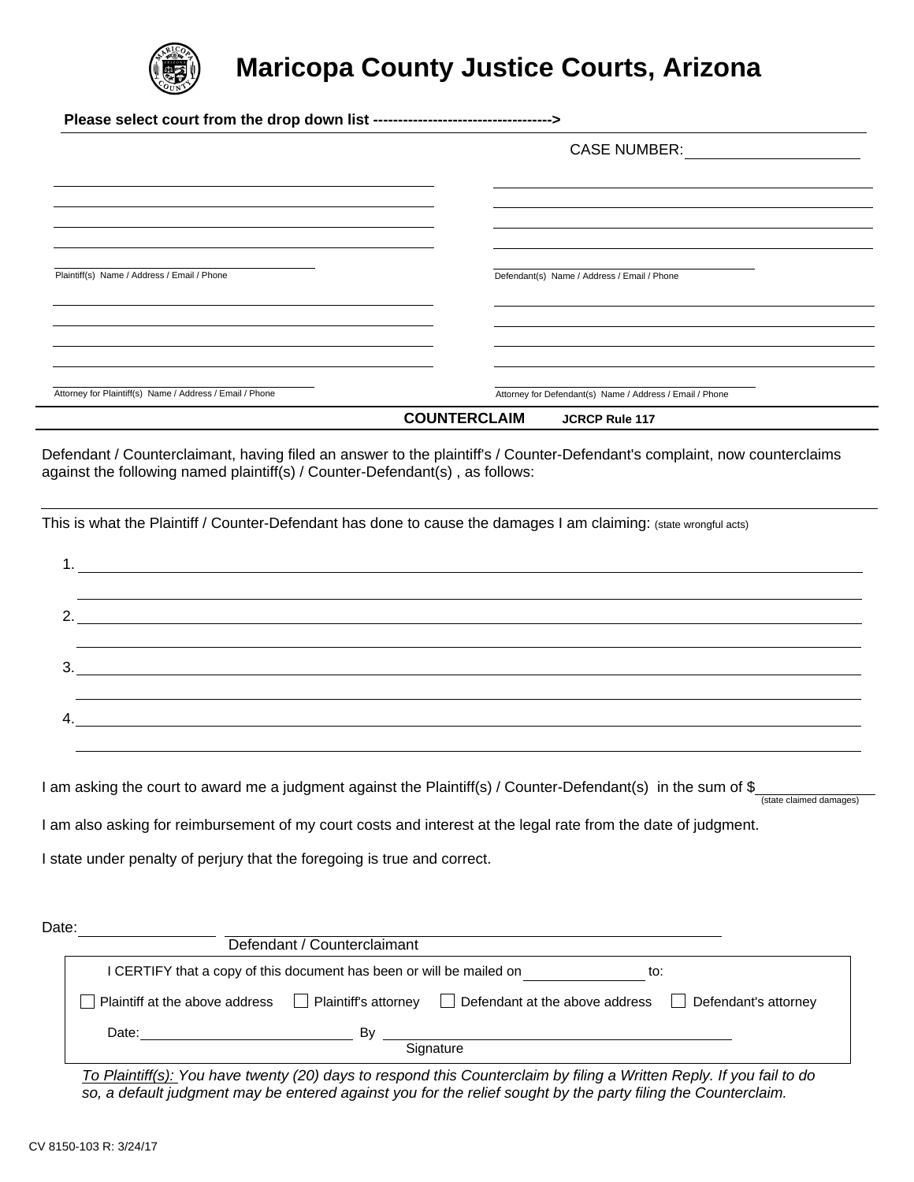# Maricopa County Justice Courts, Arizona

**Please select court from the drop down list ------------------------------------>**

CASE NUMBER: ____________________

Plaintiff(s) Name / Address / Email / Phone

Defendant(s) Name / Address / Email / Phone

Attorney for Plaintiff(s) Name / Address / Email / Phone

Attorney for Defendant(s) Name / Address / Email / Phone

## COUNTERCLAIM **JCRCP Rule 117**

Defendant / Counterclaimant, having filed an answer to the plaintiff's / Counter-Defendant's complaint, now counterclaims against the following named plaintiff(s) / Counter-Defendant(s) , as follows:

This is what the Plaintiff / Counter-Defendant has done to cause the damages I am claiming: (state wrongful acts)

1. ____________________
2. ____________________
3. ____________________
4. ____________________

I am asking the court to award me a judgment against the Plaintiff(s) / Counter-Defendant(s) in the sum of $____________ (state claimed damages)

I am also asking for reimbursement of my court costs and interest at the legal rate from the date of judgment.

I state under penalty of perjury that the foregoing is true and correct.

Date: ____________ ____________________
Defendant / Counterclaimant

I CERTIFY that a copy of this document has been or will be mailed on ____________ to:

☐ Plaintiff at the above address ☐ Plaintiff's attorney ☐ Defendant at the above address ☐ Defendant's attorney

Date: ____________ By ____________________
Signature

*To Plaintiff(s): You have twenty (20) days to respond this Counterclaim by filing a Written Reply. If you fail to do so, a default judgment may be entered against you for the relief sought by the party filing the Counterclaim.*

CV 8150-103 R: 3/24/17